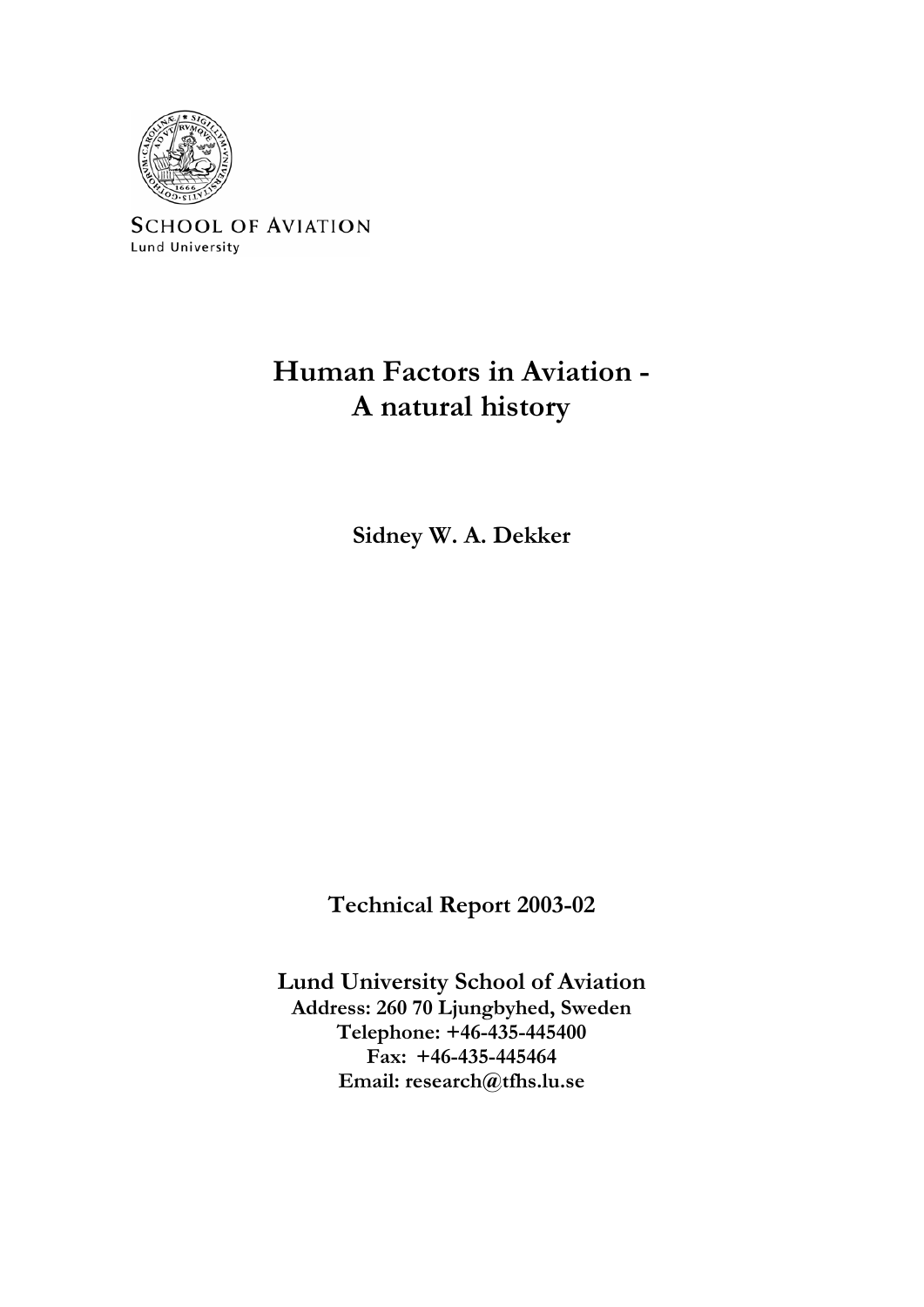SCHOOL OF AVIATION
Lund University

# Human Factors in Aviation - A natural history

**Sidney W. A. Dekker**

**Technical Report 2003-02**

**Lund University School of Aviation**
**Address: 260 70 Ljungbyhed, Sweden**
**Telephone: +46-435-445400**
**Fax: +46-435-445464**
**Email: research@tfhs.lu.se**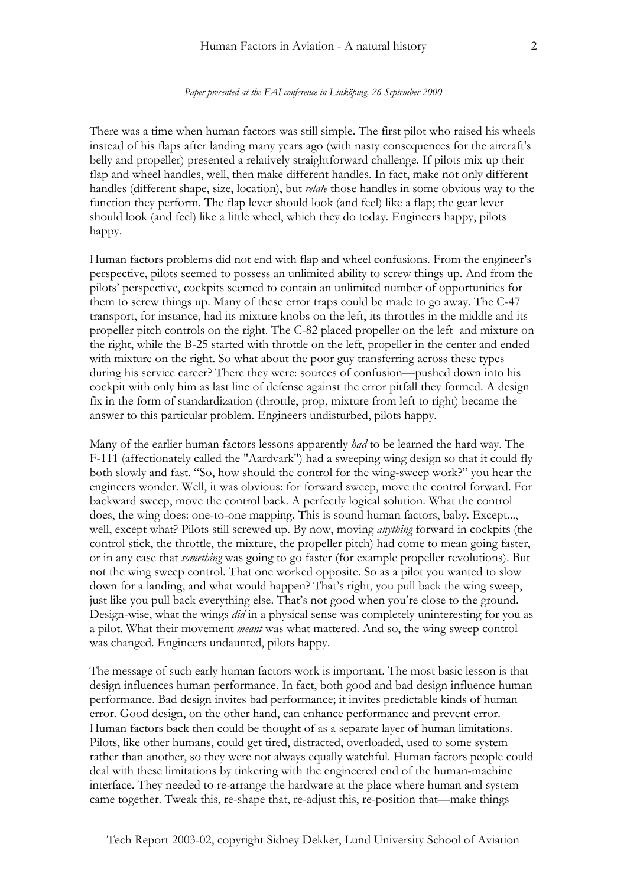*Paper presented at the FAI conference in Linköping, 26 September 2000*

There was a time when human factors was still simple. The first pilot who raised his wheels instead of his flaps after landing many years ago (with nasty consequences for the aircraft's belly and propeller) presented a relatively straightforward challenge. If pilots mix up their flap and wheel handles, well, then make different handles. In fact, make not only different handles (different shape, size, location), but *relate* those handles in some obvious way to the function they perform. The flap lever should look (and feel) like a flap; the gear lever should look (and feel) like a little wheel, which they do today. Engineers happy, pilots happy.

Human factors problems did not end with flap and wheel confusions. From the engineer's perspective, pilots seemed to possess an unlimited ability to screw things up. And from the pilots' perspective, cockpits seemed to contain an unlimited number of opportunities for them to screw things up. Many of these error traps could be made to go away. The C-47 transport, for instance, had its mixture knobs on the left, its throttles in the middle and its propeller pitch controls on the right. The C-82 placed propeller on the left and mixture on the right, while the B-25 started with throttle on the left, propeller in the center and ended with mixture on the right. So what about the poor guy transferring across these types during his service career? There they were: sources of confusion—pushed down into his cockpit with only him as last line of defense against the error pitfall they formed. A design fix in the form of standardization (throttle, prop, mixture from left to right) became the answer to this particular problem. Engineers undisturbed, pilots happy.

Many of the earlier human factors lessons apparently *had* to be learned the hard way. The F-111 (affectionately called the "Aardvark") had a sweeping wing design so that it could fly both slowly and fast. "So, how should the control for the wing-sweep work?" you hear the engineers wonder. Well, it was obvious: for forward sweep, move the control forward. For backward sweep, move the control back. A perfectly logical solution. What the control does, the wing does: one-to-one mapping. This is sound human factors, baby. Except..., well, except what? Pilots still screwed up. By now, moving *anything* forward in cockpits (the control stick, the throttle, the mixture, the propeller pitch) had come to mean going faster, or in any case that *something* was going to go faster (for example propeller revolutions). But not the wing sweep control. That one worked opposite. So as a pilot you wanted to slow down for a landing, and what would happen? That's right, you pull back the wing sweep, just like you pull back everything else. That's not good when you're close to the ground. Design-wise, what the wings *did* in a physical sense was completely uninteresting for you as a pilot. What their movement *meant* was what mattered. And so, the wing sweep control was changed. Engineers undaunted, pilots happy.

The message of such early human factors work is important. The most basic lesson is that design influences human performance. In fact, both good and bad design influence human performance. Bad design invites bad performance; it invites predictable kinds of human error. Good design, on the other hand, can enhance performance and prevent error. Human factors back then could be thought of as a separate layer of human limitations. Pilots, like other humans, could get tired, distracted, overloaded, used to some system rather than another, so they were not always equally watchful. Human factors people could deal with these limitations by tinkering with the engineered end of the human-machine interface. They needed to re-arrange the hardware at the place where human and system came together. Tweak this, re-shape that, re-adjust this, re-position that—make things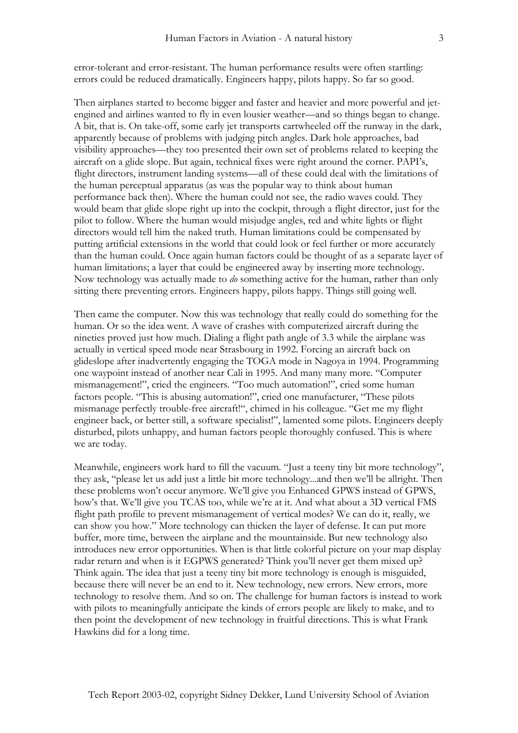error-tolerant and error-resistant. The human performance results were often startling: errors could be reduced dramatically. Engineers happy, pilots happy. So far so good.

Then airplanes started to become bigger and faster and heavier and more powerful and jet-engined and airlines wanted to fly in even lousier weather—and so things began to change. A bit, that is. On take-off, some early jet transports cartwheeled off the runway in the dark, apparently because of problems with judging pitch angles. Dark hole approaches, bad visibility approaches—they too presented their own set of problems related to keeping the aircraft on a glide slope. But again, technical fixes were right around the corner. PAPI's, flight directors, instrument landing systems—all of these could deal with the limitations of the human perceptual apparatus (as was the popular way to think about human performance back then). Where the human could not see, the radio waves could. They would beam that glide slope right up into the cockpit, through a flight director, just for the pilot to follow. Where the human would misjudge angles, red and white lights or flight directors would tell him the naked truth. Human limitations could be compensated by putting artificial extensions in the world that could look or feel further or more accurately than the human could. Once again human factors could be thought of as a separate layer of human limitations; a layer that could be engineered away by inserting more technology. Now technology was actually made to *do* something active for the human, rather than only sitting there preventing errors. Engineers happy, pilots happy. Things still going well.

Then came the computer. Now this was technology that really could do something for the human. Or so the idea went. A wave of crashes with computerized aircraft during the nineties proved just how much. Dialing a flight path angle of 3.3 while the airplane was actually in vertical speed mode near Strasbourg in 1992. Forcing an aircraft back on glideslope after inadvertently engaging the TOGA mode in Nagoya in 1994. Programming one waypoint instead of another near Cali in 1995. And many many more. "Computer mismanagement!", cried the engineers. "Too much automation!", cried some human factors people. "This is abusing automation!", cried one manufacturer, "These pilots mismanage perfectly trouble-free aircraft!", chimed in his colleague. "Get me my flight engineer back, or better still, a software specialist!", lamented some pilots. Engineers deeply disturbed, pilots unhappy, and human factors people thoroughly confused. This is where we are today.

Meanwhile, engineers work hard to fill the vacuum. "Just a teeny tiny bit more technology", they ask, "please let us add just a little bit more technology...and then we'll be allright. Then these problems won't occur anymore. We'll give you Enhanced GPWS instead of GPWS, how's that. We'll give you TCAS too, while we're at it. And what about a 3D vertical FMS flight path profile to prevent mismanagement of vertical modes? We can do it, really, we can show you how." More technology can thicken the layer of defense. It can put more buffer, more time, between the airplane and the mountainside. But new technology also introduces new error opportunities. When is that little colorful picture on your map display radar return and when is it EGPWS generated? Think you'll never get them mixed up? Think again. The idea that just a teeny tiny bit more technology is enough is misguided, because there will never be an end to it. New technology, new errors. New errors, more technology to resolve them. And so on. The challenge for human factors is instead to work with pilots to meaningfully anticipate the kinds of errors people are likely to make, and to then point the development of new technology in fruitful directions. This is what Frank Hawkins did for a long time.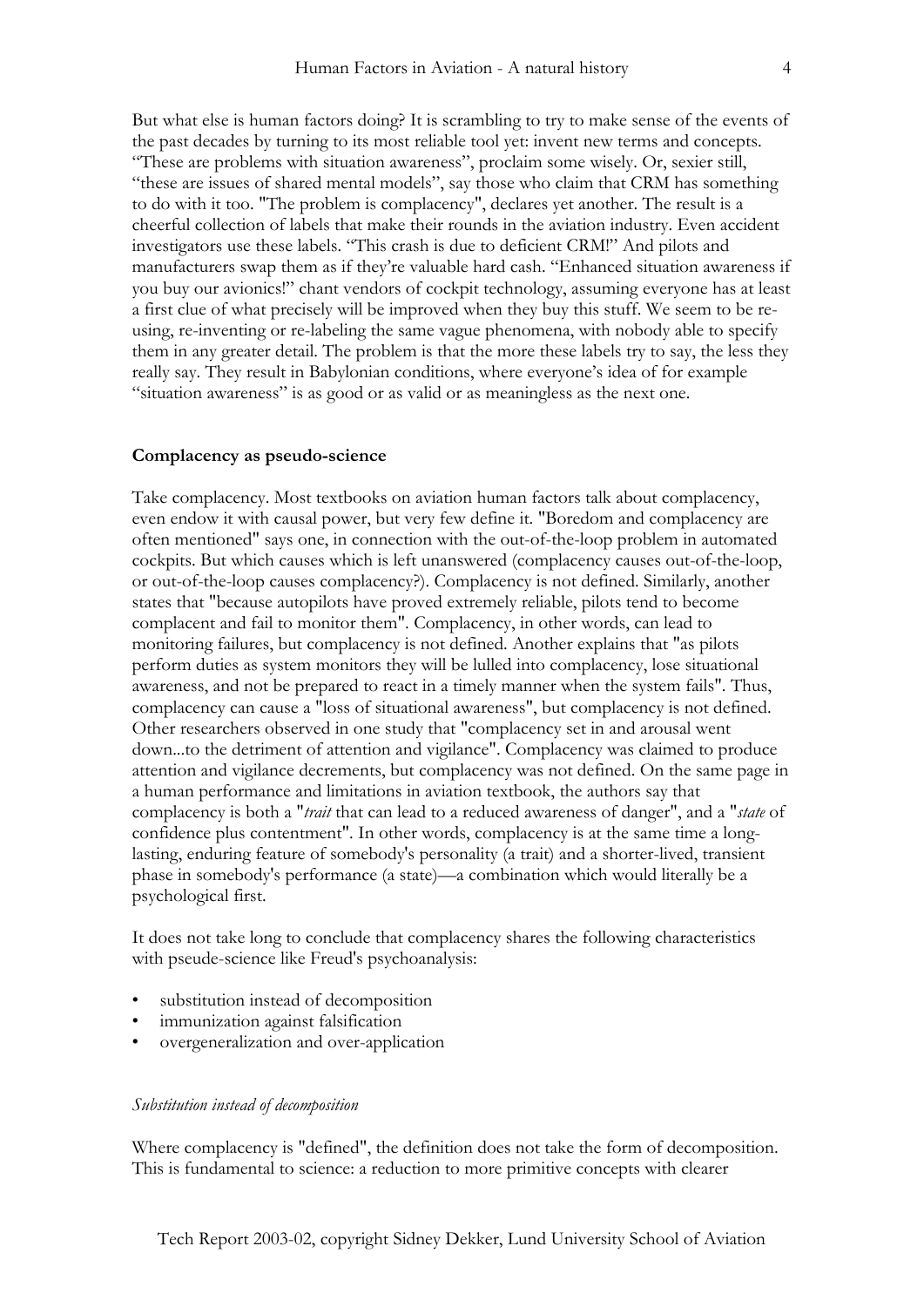But what else is human factors doing? It is scrambling to try to make sense of the events of the past decades by turning to its most reliable tool yet: invent new terms and concepts. "These are problems with situation awareness", proclaim some wisely. Or, sexier still, "these are issues of shared mental models", say those who claim that CRM has something to do with it too. "The problem is complacency", declares yet another. The result is a cheerful collection of labels that make their rounds in the aviation industry. Even accident investigators use these labels. "This crash is due to deficient CRM!" And pilots and manufacturers swap them as if they're valuable hard cash. "Enhanced situation awareness if you buy our avionics!" chant vendors of cockpit technology, assuming everyone has at least a first clue of what precisely will be improved when they buy this stuff. We seem to be re-using, re-inventing or re-labeling the same vague phenomena, with nobody able to specify them in any greater detail. The problem is that the more these labels try to say, the less they really say. They result in Babylonian conditions, where everyone's idea of for example "situation awareness" is as good or as valid or as meaningless as the next one.

**Complacency as pseudo-science**

Take complacency. Most textbooks on aviation human factors talk about complacency, even endow it with causal power, but very few define it. "Boredom and complacency are often mentioned" says one, in connection with the out-of-the-loop problem in automated cockpits. But which causes which is left unanswered (complacency causes out-of-the-loop, or out-of-the-loop causes complacency?). Complacency is not defined. Similarly, another states that "because autopilots have proved extremely reliable, pilots tend to become complacent and fail to monitor them". Complacency, in other words, can lead to monitoring failures, but complacency is not defined. Another explains that "as pilots perform duties as system monitors they will be lulled into complacency, lose situational awareness, and not be prepared to react in a timely manner when the system fails". Thus, complacency can cause a "loss of situational awareness", but complacency is not defined. Other researchers observed in one study that "complacency set in and arousal went down...to the detriment of attention and vigilance". Complacency was claimed to produce attention and vigilance decrements, but complacency was not defined. On the same page in a human performance and limitations in aviation textbook, the authors say that complacency is both a "*trait* that can lead to a reduced awareness of danger", and a "*state* of confidence plus contentment". In other words, complacency is at the same time a long-lasting, enduring feature of somebody's personality (a trait) and a shorter-lived, transient phase in somebody's performance (a state)—a combination which would literally be a psychological first.

It does not take long to conclude that complacency shares the following characteristics with pseude-science like Freud's psychoanalysis:

- substitution instead of decomposition
- immunization against falsification
- overgeneralization and over-application

*Substitution instead of decomposition*

Where complacency is "defined", the definition does not take the form of decomposition. This is fundamental to science: a reduction to more primitive concepts with clearer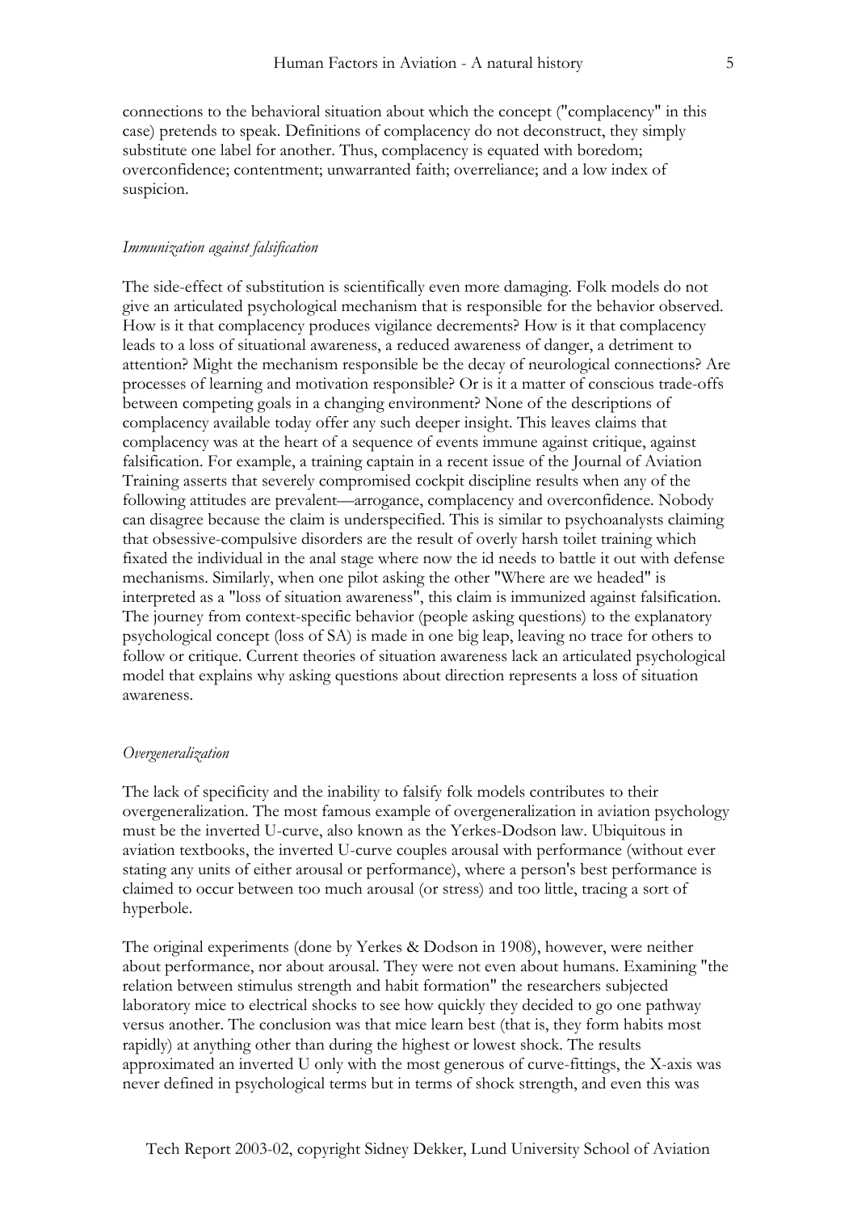connections to the behavioral situation about which the concept ("complacency" in this case) pretends to speak. Definitions of complacency do not deconstruct, they simply substitute one label for another. Thus, complacency is equated with boredom; overconfidence; contentment; unwarranted faith; overreliance; and a low index of suspicion.

*Immunization against falsification*

The side-effect of substitution is scientifically even more damaging. Folk models do not give an articulated psychological mechanism that is responsible for the behavior observed. How is it that complacency produces vigilance decrements? How is it that complacency leads to a loss of situational awareness, a reduced awareness of danger, a detriment to attention? Might the mechanism responsible be the decay of neurological connections? Are processes of learning and motivation responsible? Or is it a matter of conscious trade-offs between competing goals in a changing environment? None of the descriptions of complacency available today offer any such deeper insight. This leaves claims that complacency was at the heart of a sequence of events immune against critique, against falsification. For example, a training captain in a recent issue of the Journal of Aviation Training asserts that severely compromised cockpit discipline results when any of the following attitudes are prevalent—arrogance, complacency and overconfidence. Nobody can disagree because the claim is underspecified. This is similar to psychoanalysts claiming that obsessive-compulsive disorders are the result of overly harsh toilet training which fixated the individual in the anal stage where now the id needs to battle it out with defense mechanisms. Similarly, when one pilot asking the other "Where are we headed" is interpreted as a "loss of situation awareness", this claim is immunized against falsification. The journey from context-specific behavior (people asking questions) to the explanatory psychological concept (loss of SA) is made in one big leap, leaving no trace for others to follow or critique. Current theories of situation awareness lack an articulated psychological model that explains why asking questions about direction represents a loss of situation awareness.

*Overgeneralization*

The lack of specificity and the inability to falsify folk models contributes to their overgeneralization. The most famous example of overgeneralization in aviation psychology must be the inverted U-curve, also known as the Yerkes-Dodson law. Ubiquitous in aviation textbooks, the inverted U-curve couples arousal with performance (without ever stating any units of either arousal or performance), where a person's best performance is claimed to occur between too much arousal (or stress) and too little, tracing a sort of hyperbole.

The original experiments (done by Yerkes & Dodson in 1908), however, were neither about performance, nor about arousal. They were not even about humans. Examining "the relation between stimulus strength and habit formation" the researchers subjected laboratory mice to electrical shocks to see how quickly they decided to go one pathway versus another. The conclusion was that mice learn best (that is, they form habits most rapidly) at anything other than during the highest or lowest shock. The results approximated an inverted U only with the most generous of curve-fittings, the X-axis was never defined in psychological terms but in terms of shock strength, and even this was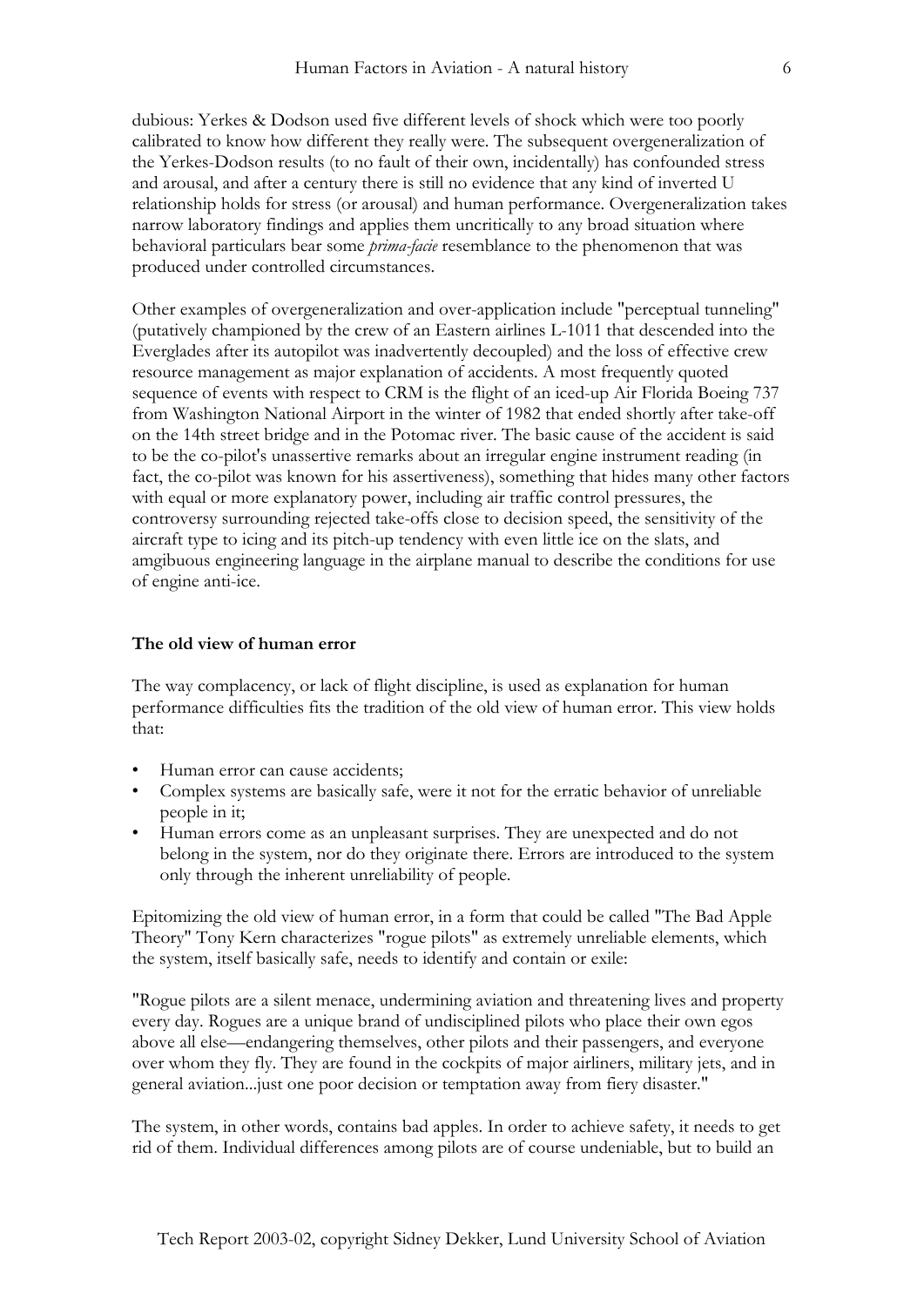dubious: Yerkes & Dodson used five different levels of shock which were too poorly calibrated to know how different they really were. The subsequent overgeneralization of the Yerkes-Dodson results (to no fault of their own, incidentally) has confounded stress and arousal, and after a century there is still no evidence that any kind of inverted U relationship holds for stress (or arousal) and human performance. Overgeneralization takes narrow laboratory findings and applies them uncritically to any broad situation where behavioral particulars bear some *prima-facie* resemblance to the phenomenon that was produced under controlled circumstances.

Other examples of overgeneralization and over-application include "perceptual tunneling" (putatively championed by the crew of an Eastern airlines L-1011 that descended into the Everglades after its autopilot was inadvertently decoupled) and the loss of effective crew resource management as major explanation of accidents. A most frequently quoted sequence of events with respect to CRM is the flight of an iced-up Air Florida Boeing 737 from Washington National Airport in the winter of 1982 that ended shortly after take-off on the 14th street bridge and in the Potomac river. The basic cause of the accident is said to be the co-pilot's unassertive remarks about an irregular engine instrument reading (in fact, the co-pilot was known for his assertiveness), something that hides many other factors with equal or more explanatory power, including air traffic control pressures, the controversy surrounding rejected take-offs close to decision speed, the sensitivity of the aircraft type to icing and its pitch-up tendency with even little ice on the slats, and amgibuous engineering language in the airplane manual to describe the conditions for use of engine anti-ice.

### The old view of human error

The way complacency, or lack of flight discipline, is used as explanation for human performance difficulties fits the tradition of the old view of human error. This view holds that:

- Human error can cause accidents;
- Complex systems are basically safe, were it not for the erratic behavior of unreliable people in it;
- Human errors come as an unpleasant surprises. They are unexpected and do not belong in the system, nor do they originate there. Errors are introduced to the system only through the inherent unreliability of people.

Epitomizing the old view of human error, in a form that could be called "The Bad Apple Theory" Tony Kern characterizes "rogue pilots" as extremely unreliable elements, which the system, itself basically safe, needs to identify and contain or exile:

"Rogue pilots are a silent menace, undermining aviation and threatening lives and property every day. Rogues are a unique brand of undisciplined pilots who place their own egos above all else—endangering themselves, other pilots and their passengers, and everyone over whom they fly. They are found in the cockpits of major airliners, military jets, and in general aviation...just one poor decision or temptation away from fiery disaster."

The system, in other words, contains bad apples. In order to achieve safety, it needs to get rid of them. Individual differences among pilots are of course undeniable, but to build an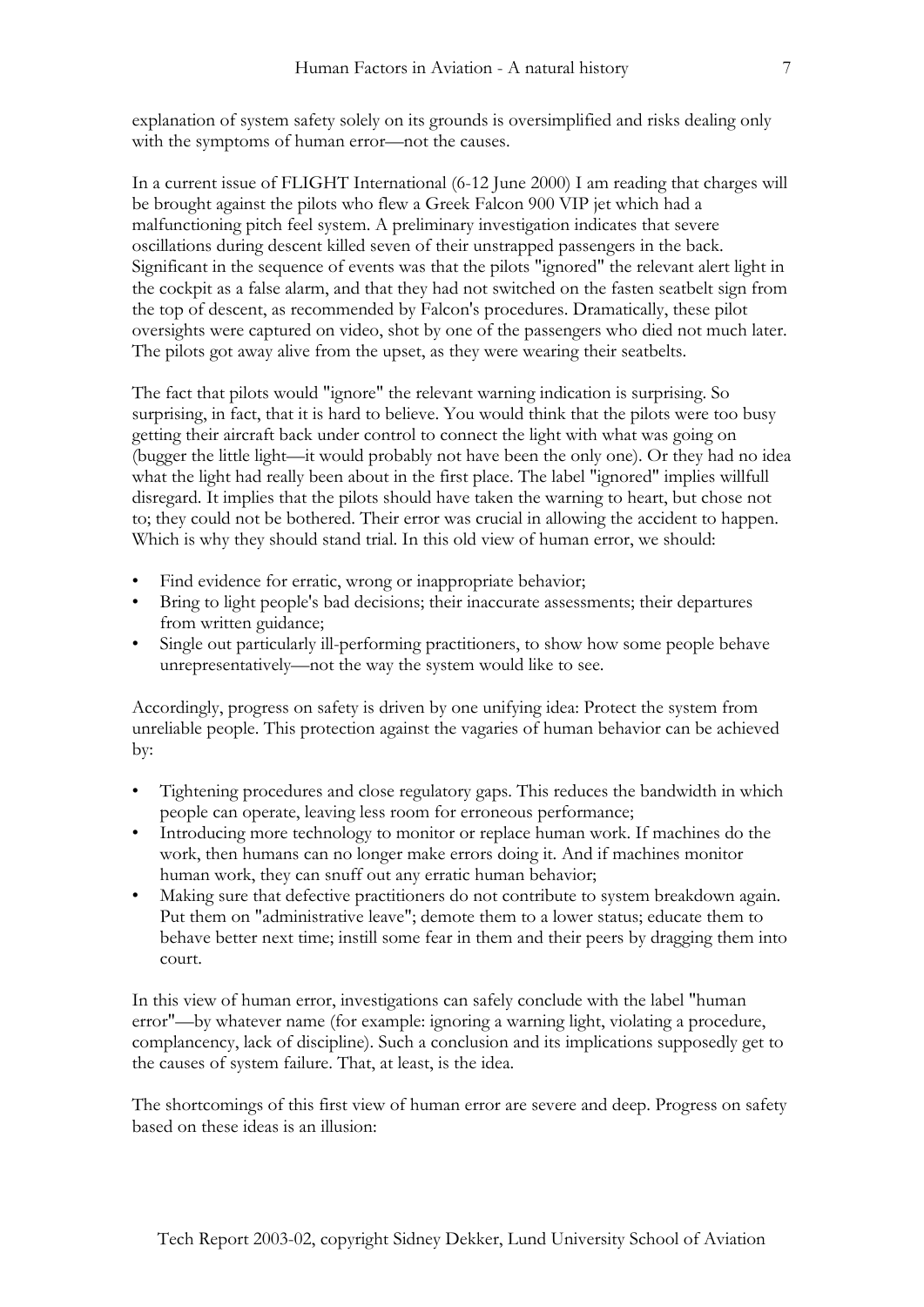explanation of system safety solely on its grounds is oversimplified and risks dealing only with the symptoms of human error—not the causes.

In a current issue of FLIGHT International (6-12 June 2000) I am reading that charges will be brought against the pilots who flew a Greek Falcon 900 VIP jet which had a malfunctioning pitch feel system. A preliminary investigation indicates that severe oscillations during descent killed seven of their unstrapped passengers in the back. Significant in the sequence of events was that the pilots "ignored" the relevant alert light in the cockpit as a false alarm, and that they had not switched on the fasten seatbelt sign from the top of descent, as recommended by Falcon's procedures. Dramatically, these pilot oversights were captured on video, shot by one of the passengers who died not much later. The pilots got away alive from the upset, as they were wearing their seatbelts.

The fact that pilots would "ignore" the relevant warning indication is surprising. So surprising, in fact, that it is hard to believe. You would think that the pilots were too busy getting their aircraft back under control to connect the light with what was going on (bugger the little light—it would probably not have been the only one). Or they had no idea what the light had really been about in the first place. The label "ignored" implies willfull disregard. It implies that the pilots should have taken the warning to heart, but chose not to; they could not be bothered. Their error was crucial in allowing the accident to happen. Which is why they should stand trial. In this old view of human error, we should:

- Find evidence for erratic, wrong or inappropriate behavior;
- Bring to light people's bad decisions; their inaccurate assessments; their departures from written guidance;
- Single out particularly ill-performing practitioners, to show how some people behave unrepresentatively—not the way the system would like to see.

Accordingly, progress on safety is driven by one unifying idea: Protect the system from unreliable people. This protection against the vagaries of human behavior can be achieved by:

- Tightening procedures and close regulatory gaps. This reduces the bandwidth in which people can operate, leaving less room for erroneous performance;
- Introducing more technology to monitor or replace human work. If machines do the work, then humans can no longer make errors doing it. And if machines monitor human work, they can snuff out any erratic human behavior;
- Making sure that defective practitioners do not contribute to system breakdown again. Put them on "administrative leave"; demote them to a lower status; educate them to behave better next time; instill some fear in them and their peers by dragging them into court.

In this view of human error, investigations can safely conclude with the label "human error"—by whatever name (for example: ignoring a warning light, violating a procedure, complancency, lack of discipline). Such a conclusion and its implications supposedly get to the causes of system failure. That, at least, is the idea.

The shortcomings of this first view of human error are severe and deep. Progress on safety based on these ideas is an illusion: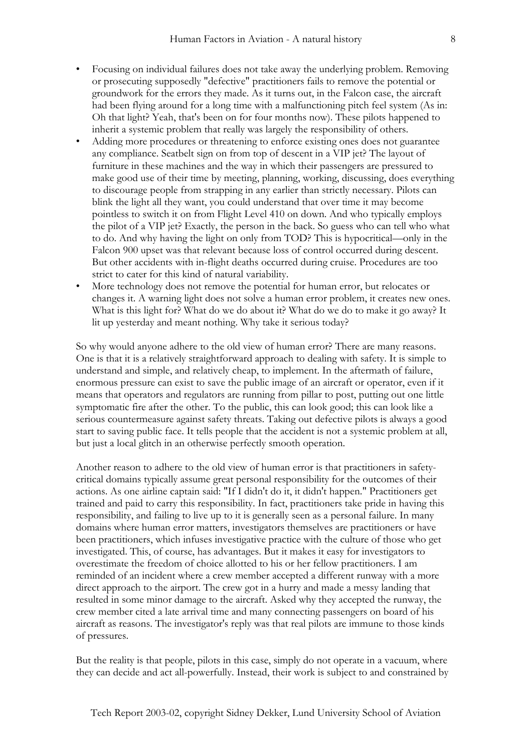- Focusing on individual failures does not take away the underlying problem. Removing or prosecuting supposedly "defective" practitioners fails to remove the potential or groundwork for the errors they made. As it turns out, in the Falcon case, the aircraft had been flying around for a long time with a malfunctioning pitch feel system (As in: Oh that light? Yeah, that's been on for four months now). These pilots happened to inherit a systemic problem that really was largely the responsibility of others.
- Adding more procedures or threatening to enforce existing ones does not guarantee any compliance. Seatbelt sign on from top of descent in a VIP jet? The layout of furniture in these machines and the way in which their passengers are pressured to make good use of their time by meeting, planning, working, discussing, does everything to discourage people from strapping in any earlier than strictly necessary. Pilots can blink the light all they want, you could understand that over time it may become pointless to switch it on from Flight Level 410 on down. And who typically employs the pilot of a VIP jet? Exactly, the person in the back. So guess who can tell who what to do. And why having the light on only from TOD? This is hypocritical—only in the Falcon 900 upset was that relevant because loss of control occurred during descent. But other accidents with in-flight deaths occurred during cruise. Procedures are too strict to cater for this kind of natural variability.
- More technology does not remove the potential for human error, but relocates or changes it. A warning light does not solve a human error problem, it creates new ones. What is this light for? What do we do about it? What do we do to make it go away? It lit up yesterday and meant nothing. Why take it serious today?

So why would anyone adhere to the old view of human error? There are many reasons. One is that it is a relatively straightforward approach to dealing with safety. It is simple to understand and simple, and relatively cheap, to implement. In the aftermath of failure, enormous pressure can exist to save the public image of an aircraft or operator, even if it means that operators and regulators are running from pillar to post, putting out one little symptomatic fire after the other. To the public, this can look good; this can look like a serious countermeasure against safety threats. Taking out defective pilots is always a good start to saving public face. It tells people that the accident is not a systemic problem at all, but just a local glitch in an otherwise perfectly smooth operation.

Another reason to adhere to the old view of human error is that practitioners in safety-critical domains typically assume great personal responsibility for the outcomes of their actions. As one airline captain said: "If I didn't do it, it didn't happen." Practitioners get trained and paid to carry this responsibility. In fact, practitioners take pride in having this responsibility, and failing to live up to it is generally seen as a personal failure. In many domains where human error matters, investigators themselves are practitioners or have been practitioners, which infuses investigative practice with the culture of those who get investigated. This, of course, has advantages. But it makes it easy for investigators to overestimate the freedom of choice allotted to his or her fellow practitioners. I am reminded of an incident where a crew member accepted a different runway with a more direct approach to the airport. The crew got in a hurry and made a messy landing that resulted in some minor damage to the aircraft. Asked why they accepted the runway, the crew member cited a late arrival time and many connecting passengers on board of his aircraft as reasons. The investigator's reply was that real pilots are immune to those kinds of pressures.

But the reality is that people, pilots in this case, simply do not operate in a vacuum, where they can decide and act all-powerfully. Instead, their work is subject to and constrained by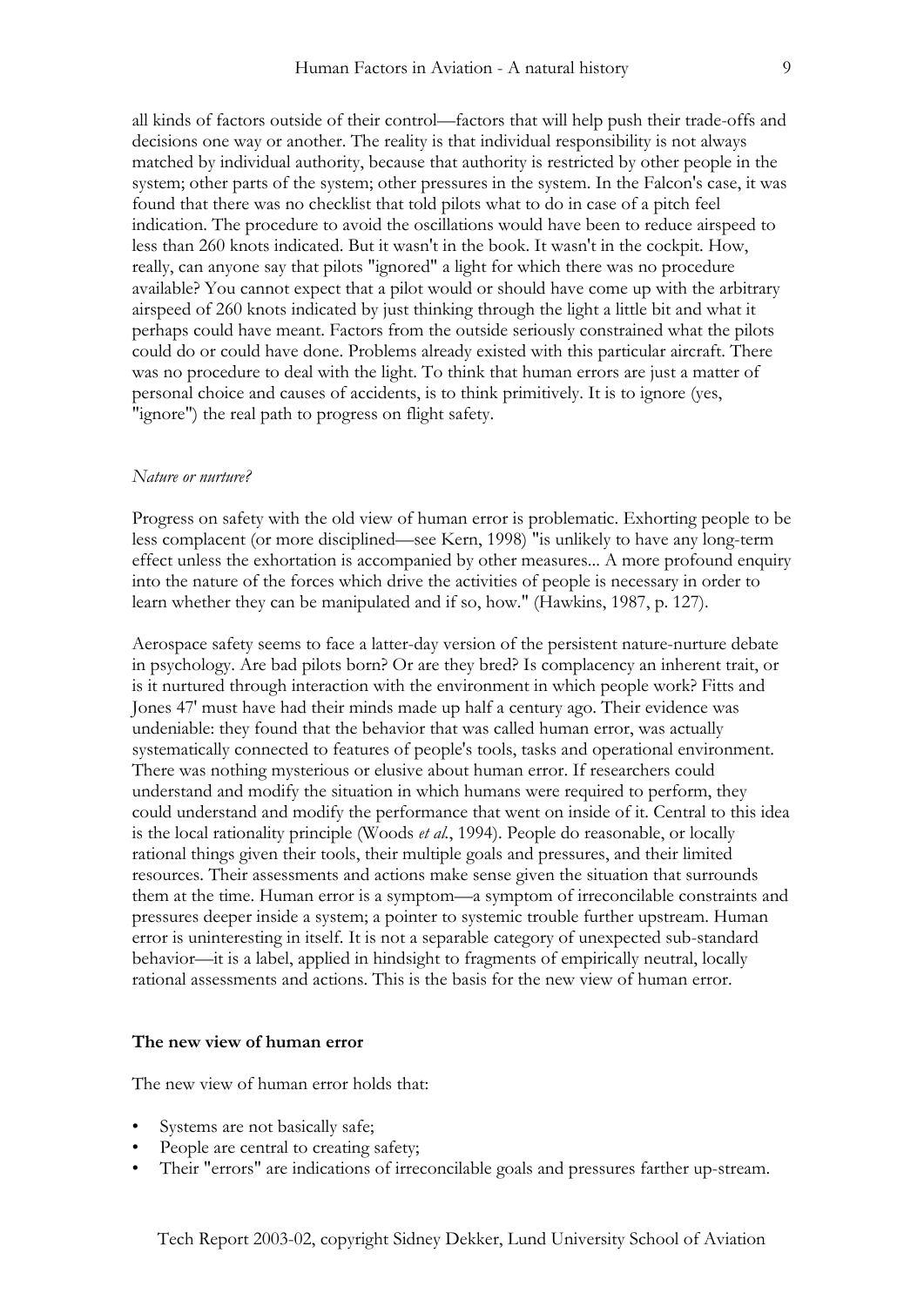all kinds of factors outside of their control—factors that will help push their trade-offs and decisions one way or another. The reality is that individual responsibility is not always matched by individual authority, because that authority is restricted by other people in the system; other parts of the system; other pressures in the system. In the Falcon's case, it was found that there was no checklist that told pilots what to do in case of a pitch feel indication. The procedure to avoid the oscillations would have been to reduce airspeed to less than 260 knots indicated. But it wasn't in the book. It wasn't in the cockpit. How, really, can anyone say that pilots "ignored" a light for which there was no procedure available? You cannot expect that a pilot would or should have come up with the arbitrary airspeed of 260 knots indicated by just thinking through the light a little bit and what it perhaps could have meant. Factors from the outside seriously constrained what the pilots could do or could have done. Problems already existed with this particular aircraft. There was no procedure to deal with the light. To think that human errors are just a matter of personal choice and causes of accidents, is to think primitively. It is to ignore (yes, "ignore") the real path to progress on flight safety.

*Nature or nurture?*

Progress on safety with the old view of human error is problematic. Exhorting people to be less complacent (or more disciplined—see Kern, 1998) "is unlikely to have any long-term effect unless the exhortation is accompanied by other measures... A more profound enquiry into the nature of the forces which drive the activities of people is necessary in order to learn whether they can be manipulated and if so, how." (Hawkins, 1987, p. 127).

Aerospace safety seems to face a latter-day version of the persistent nature-nurture debate in psychology. Are bad pilots born? Or are they bred? Is complacency an inherent trait, or is it nurtured through interaction with the environment in which people work? Fitts and Jones 47' must have had their minds made up half a century ago. Their evidence was undeniable: they found that the behavior that was called human error, was actually systematically connected to features of people's tools, tasks and operational environment. There was nothing mysterious or elusive about human error. If researchers could understand and modify the situation in which humans were required to perform, they could understand and modify the performance that went on inside of it. Central to this idea is the local rationality principle (Woods *et al.*, 1994). People do reasonable, or locally rational things given their tools, their multiple goals and pressures, and their limited resources. Their assessments and actions make sense given the situation that surrounds them at the time. Human error is a symptom—a symptom of irreconcilable constraints and pressures deeper inside a system; a pointer to systemic trouble further upstream. Human error is uninteresting in itself. It is not a separable category of unexpected sub-standard behavior—it is a label, applied in hindsight to fragments of empirically neutral, locally rational assessments and actions. This is the basis for the new view of human error.

**The new view of human error**

The new view of human error holds that:

- Systems are not basically safe;
- People are central to creating safety;
- Their "errors" are indications of irreconcilable goals and pressures farther up-stream.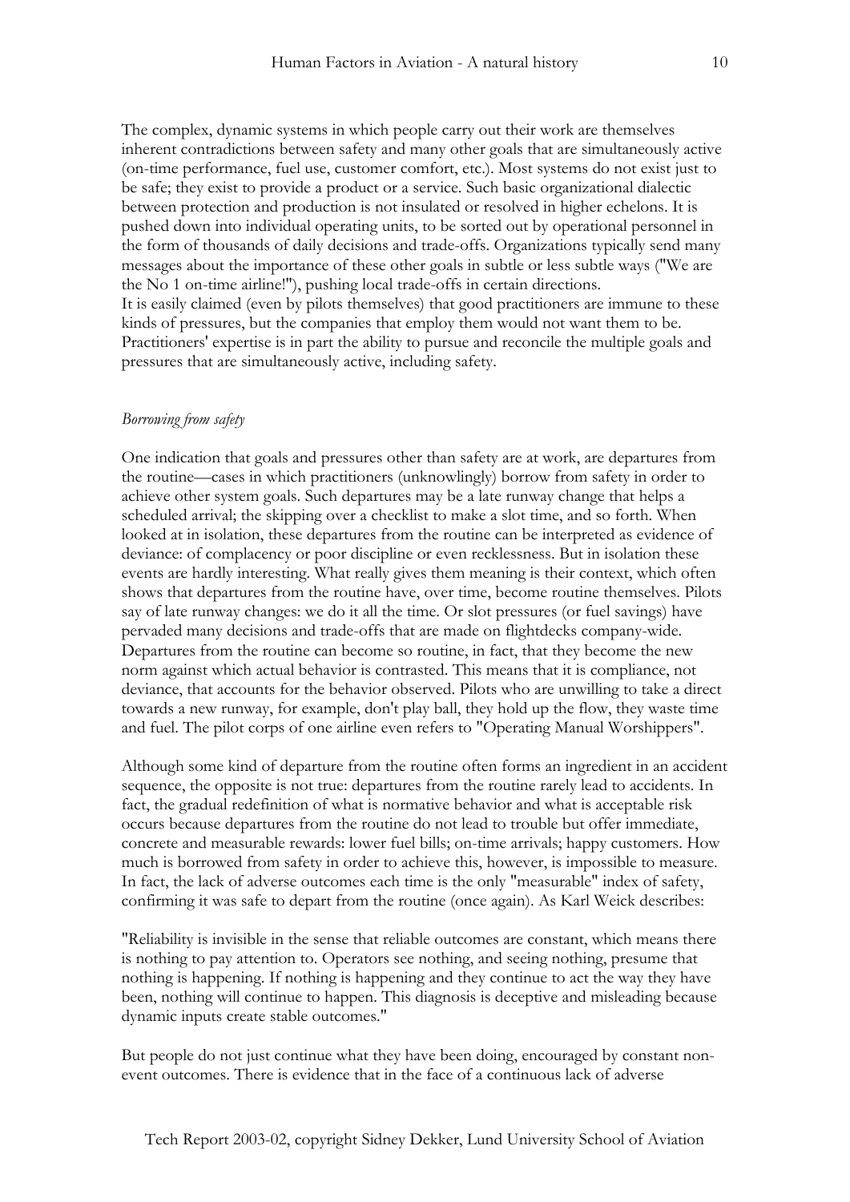The complex, dynamic systems in which people carry out their work are themselves inherent contradictions between safety and many other goals that are simultaneously active (on-time performance, fuel use, customer comfort, etc.). Most systems do not exist just to be safe; they exist to provide a product or a service. Such basic organizational dialectic between protection and production is not insulated or resolved in higher echelons. It is pushed down into individual operating units, to be sorted out by operational personnel in the form of thousands of daily decisions and trade-offs. Organizations typically send many messages about the importance of these other goals in subtle or less subtle ways ("We are the No 1 on-time airline!"), pushing local trade-offs in certain directions.
It is easily claimed (even by pilots themselves) that good practitioners are immune to these kinds of pressures, but the companies that employ them would not want them to be. Practitioners' expertise is in part the ability to pursue and reconcile the multiple goals and pressures that are simultaneously active, including safety.

*Borrowing from safety*

One indication that goals and pressures other than safety are at work, are departures from the routine—cases in which practitioners (unknowlingly) borrow from safety in order to achieve other system goals. Such departures may be a late runway change that helps a scheduled arrival; the skipping over a checklist to make a slot time, and so forth. When looked at in isolation, these departures from the routine can be interpreted as evidence of deviance: of complacency or poor discipline or even recklessness. But in isolation these events are hardly interesting. What really gives them meaning is their context, which often shows that departures from the routine have, over time, become routine themselves. Pilots say of late runway changes: we do it all the time. Or slot pressures (or fuel savings) have pervaded many decisions and trade-offs that are made on flightdecks company-wide. Departures from the routine can become so routine, in fact, that they become the new norm against which actual behavior is contrasted. This means that it is compliance, not deviance, that accounts for the behavior observed. Pilots who are unwilling to take a direct towards a new runway, for example, don't play ball, they hold up the flow, they waste time and fuel. The pilot corps of one airline even refers to "Operating Manual Worshippers".

Although some kind of departure from the routine often forms an ingredient in an accident sequence, the opposite is not true: departures from the routine rarely lead to accidents. In fact, the gradual redefinition of what is normative behavior and what is acceptable risk occurs because departures from the routine do not lead to trouble but offer immediate, concrete and measurable rewards: lower fuel bills; on-time arrivals; happy customers. How much is borrowed from safety in order to achieve this, however, is impossible to measure. In fact, the lack of adverse outcomes each time is the only "measurable" index of safety, confirming it was safe to depart from the routine (once again). As Karl Weick describes:

"Reliability is invisible in the sense that reliable outcomes are constant, which means there is nothing to pay attention to. Operators see nothing, and seeing nothing, presume that nothing is happening. If nothing is happening and they continue to act the way they have been, nothing will continue to happen. This diagnosis is deceptive and misleading because dynamic inputs create stable outcomes."

But people do not just continue what they have been doing, encouraged by constant non-event outcomes. There is evidence that in the face of a continuous lack of adverse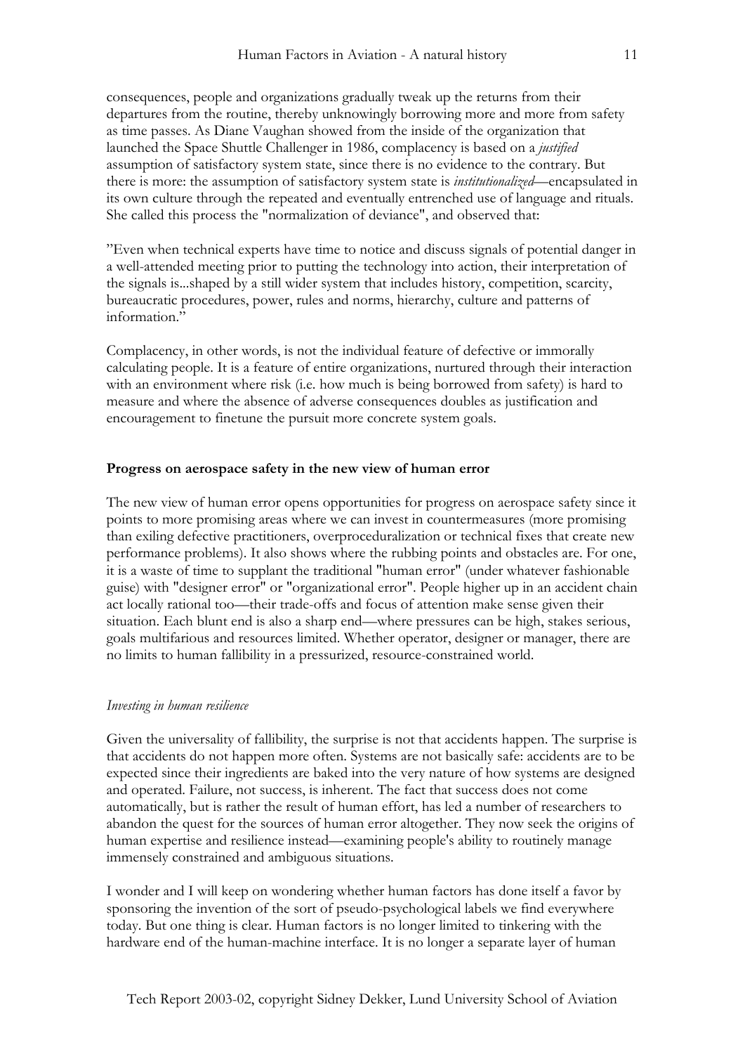consequences, people and organizations gradually tweak up the returns from their departures from the routine, thereby unknowingly borrowing more and more from safety as time passes. As Diane Vaughan showed from the inside of the organization that launched the Space Shuttle Challenger in 1986, complacency is based on a *justified* assumption of satisfactory system state, since there is no evidence to the contrary. But there is more: the assumption of satisfactory system state is *institutionalized*—encapsulated in its own culture through the repeated and eventually entrenched use of language and rituals. She called this process the "normalization of deviance", and observed that:

"Even when technical experts have time to notice and discuss signals of potential danger in a well-attended meeting prior to putting the technology into action, their interpretation of the signals is...shaped by a still wider system that includes history, competition, scarcity, bureaucratic procedures, power, rules and norms, hierarchy, culture and patterns of information."

Complacency, in other words, is not the individual feature of defective or immorally calculating people. It is a feature of entire organizations, nurtured through their interaction with an environment where risk (i.e. how much is being borrowed from safety) is hard to measure and where the absence of adverse consequences doubles as justification and encouragement to finetune the pursuit more concrete system goals.

### Progress on aerospace safety in the new view of human error

The new view of human error opens opportunities for progress on aerospace safety since it points to more promising areas where we can invest in countermeasures (more promising than exiling defective practitioners, overproceduralization or technical fixes that create new performance problems). It also shows where the rubbing points and obstacles are. For one, it is a waste of time to supplant the traditional "human error" (under whatever fashionable guise) with "designer error" or "organizational error". People higher up in an accident chain act locally rational too—their trade-offs and focus of attention make sense given their situation. Each blunt end is also a sharp end—where pressures can be high, stakes serious, goals multifarious and resources limited. Whether operator, designer or manager, there are no limits to human fallibility in a pressurized, resource-constrained world.

#### *Investing in human resilience*

Given the universality of fallibility, the surprise is not that accidents happen. The surprise is that accidents do not happen more often. Systems are not basically safe: accidents are to be expected since their ingredients are baked into the very nature of how systems are designed and operated. Failure, not success, is inherent. The fact that success does not come automatically, but is rather the result of human effort, has led a number of researchers to abandon the quest for the sources of human error altogether. They now seek the origins of human expertise and resilience instead—examining people's ability to routinely manage immensely constrained and ambiguous situations.

I wonder and I will keep on wondering whether human factors has done itself a favor by sponsoring the invention of the sort of pseudo-psychological labels we find everywhere today. But one thing is clear. Human factors is no longer limited to tinkering with the hardware end of the human-machine interface. It is no longer a separate layer of human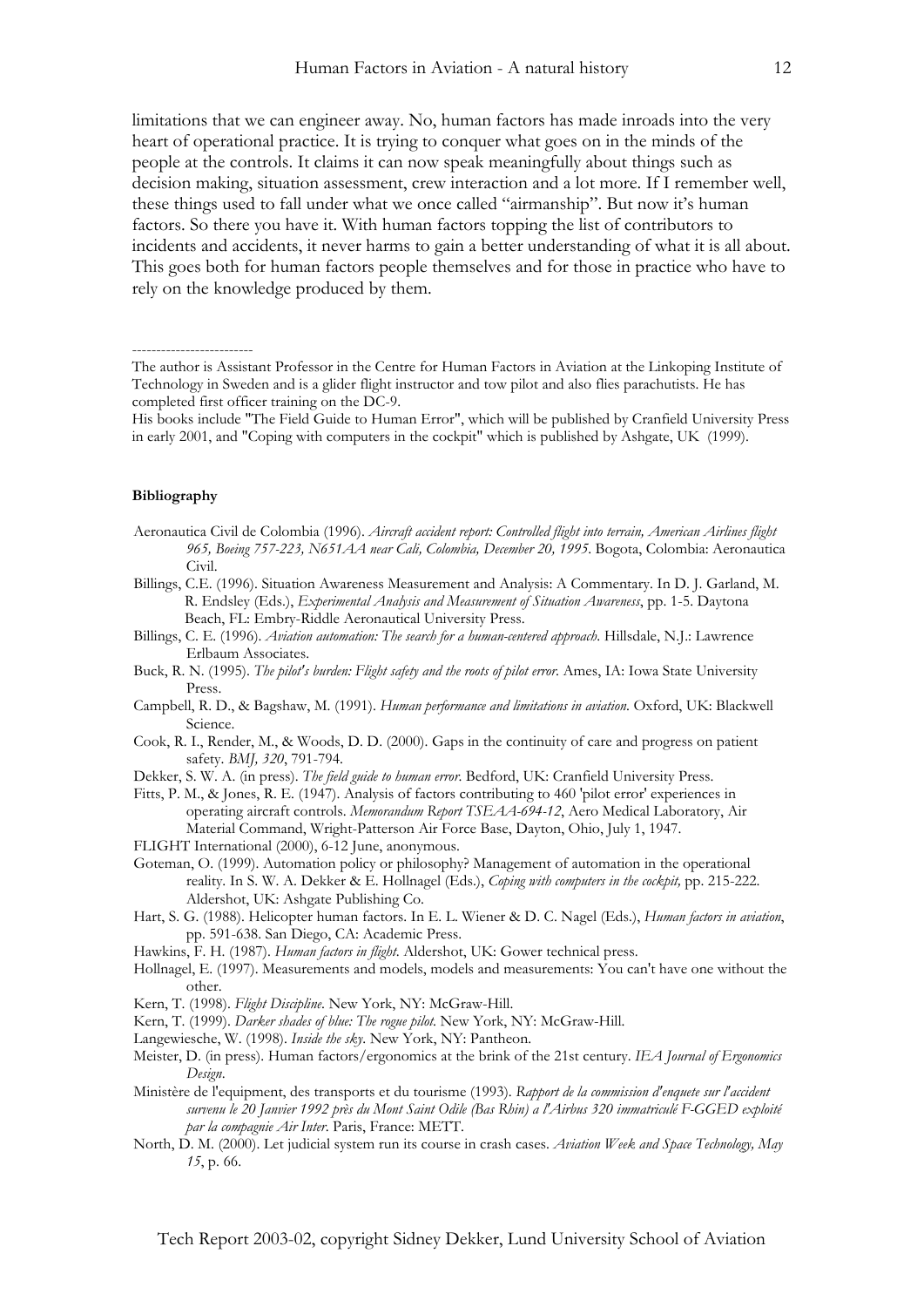limitations that we can engineer away. No, human factors has made inroads into the very heart of operational practice. It is trying to conquer what goes on in the minds of the people at the controls. It claims it can now speak meaningfully about things such as decision making, situation assessment, crew interaction and a lot more. If I remember well, these things used to fall under what we once called "airmanship". But now it's human factors. So there you have it. With human factors topping the list of contributors to incidents and accidents, it never harms to gain a better understanding of what it is all about. This goes both for human factors people themselves and for those in practice who have to rely on the knowledge produced by them.

-------------------------

The author is Assistant Professor in the Centre for Human Factors in Aviation at the Linkoping Institute of Technology in Sweden and is a glider flight instructor and tow pilot and also flies parachutists. He has completed first officer training on the DC-9.

His books include "The Field Guide to Human Error", which will be published by Cranfield University Press in early 2001, and "Coping with computers in the cockpit" which is published by Ashgate, UK (1999).

**Bibliography**

Aeronautica Civil de Colombia (1996). *Aircraft accident report: Controlled flight into terrain, American Airlines flight 965, Boeing 757-223, N651AA near Cali, Colombia, December 20, 1995*. Bogota, Colombia: Aeronautica Civil.

Billings, C.E. (1996). Situation Awareness Measurement and Analysis: A Commentary. In D. J. Garland, M. R. Endsley (Eds.), *Experimental Analysis and Measurement of Situation Awareness*, pp. 1-5. Daytona Beach, FL: Embry-Riddle Aeronautical University Press.

Billings, C. E. (1996). *Aviation automation: The search for a human-centered approach*. Hillsdale, N.J.: Lawrence Erlbaum Associates.

Buck, R. N. (1995). *The pilot's burden: Flight safety and the roots of pilot error*. Ames, IA: Iowa State University Press.

Campbell, R. D., & Bagshaw, M. (1991). *Human performance and limitations in aviation*. Oxford, UK: Blackwell Science.

Cook, R. I., Render, M., & Woods, D. D. (2000). Gaps in the continuity of care and progress on patient safety. *BMJ, 320*, 791-794.

Dekker, S. W. A. (in press). *The field guide to human error*. Bedford, UK: Cranfield University Press.

Fitts, P. M., & Jones, R. E. (1947). Analysis of factors contributing to 460 'pilot error' experiences in operating aircraft controls. *Memorandum Report TSEAA-694-12*, Aero Medical Laboratory, Air Material Command, Wright-Patterson Air Force Base, Dayton, Ohio, July 1, 1947.

FLIGHT International (2000), 6-12 June, anonymous.

Goteman, O. (1999). Automation policy or philosophy? Management of automation in the operational reality. In S. W. A. Dekker & E. Hollnagel (Eds.), *Coping with computers in the cockpit,* pp. 215-222. Aldershot, UK: Ashgate Publishing Co.

Hart, S. G. (1988). Helicopter human factors. In E. L. Wiener & D. C. Nagel (Eds.), *Human factors in aviation*, pp. 591-638. San Diego, CA: Academic Press.

Hawkins, F. H. (1987). *Human factors in flight*. Aldershot, UK: Gower technical press.

Hollnagel, E. (1997). Measurements and models, models and measurements: You can't have one without the other.

Kern, T. (1998). *Flight Discipline*. New York, NY: McGraw-Hill.

Kern, T. (1999). *Darker shades of blue: The rogue pilot*. New York, NY: McGraw-Hill.

Langewiesche, W. (1998). *Inside the sky*. New York, NY: Pantheon.

Meister, D. (in press). Human factors/ergonomics at the brink of the 21st century. *IEA Journal of Ergonomics Design*.

Ministère de l'equipment, des transports et du tourisme (1993). *Rapport de la commission d'enquete sur l'accident survenu le 20 Janvier 1992 près du Mont Saint Odile (Bas Rhin) a l'Airbus 320 immatriculé F-GGED exploité par la compagnie Air Inter*. Paris, France: METT.

North, D. M. (2000). Let judicial system run its course in crash cases. *Aviation Week and Space Technology, May 15*, p. 66.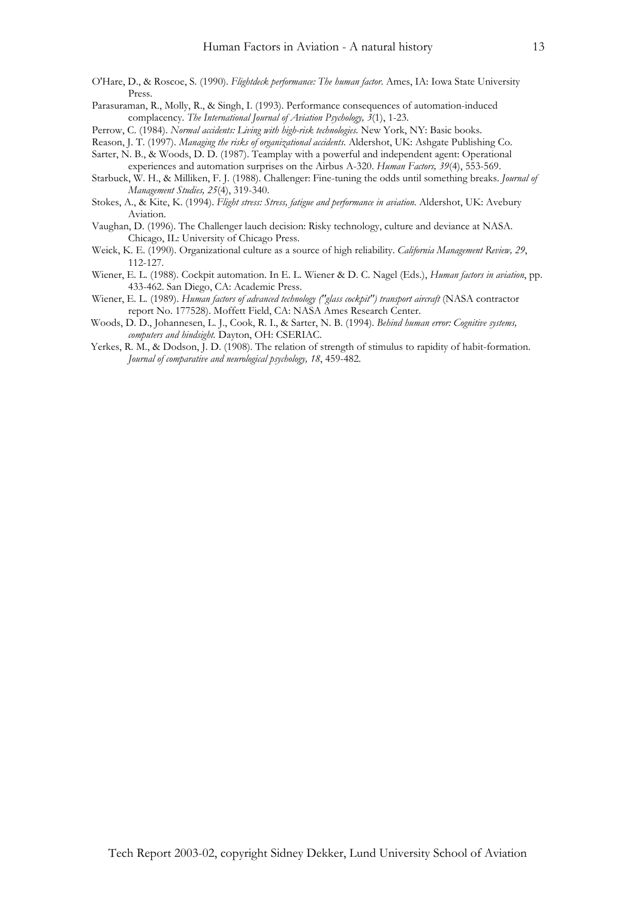O'Hare, D., & Roscoe, S. (1990). *Flightdeck performance: The human factor.* Ames, IA: Iowa State University Press.

Parasuraman, R., Molly, R., & Singh, I. (1993). Performance consequences of automation-induced complacency. *The International Journal of Aviation Psychology, 3*(1), 1-23.

Perrow, C. (1984). *Normal accidents: Living with high-risk technologies.* New York, NY: Basic books.

Reason, J. T. (1997). *Managing the risks of organizational accidents.* Aldershot, UK: Ashgate Publishing Co.

Sarter, N. B., & Woods, D. D. (1987). Teamplay with a powerful and independent agent: Operational experiences and automation surprises on the Airbus A-320. *Human Factors, 39*(4), 553-569.

Starbuck, W. H., & Milliken, F. J. (1988). Challenger: Fine-tuning the odds until something breaks. *Journal of Management Studies, 25*(4), 319-340.

Stokes, A., & Kite, K. (1994). *Flight stress: Stress, fatigue and performance in aviation.* Aldershot, UK: Avebury Aviation.

Vaughan, D. (1996). The Challenger lauch decision: Risky technology, culture and deviance at NASA. Chicago, IL: University of Chicago Press.

Weick, K. E. (1990). Organizational culture as a source of high reliability. *California Management Review, 29*, 112-127.

Wiener, E. L. (1988). Cockpit automation. In E. L. Wiener & D. C. Nagel (Eds.), *Human factors in aviation*, pp. 433-462. San Diego, CA: Academic Press.

Wiener, E. L. (1989). *Human factors of advanced technology ("glass cockpit") transport aircraft* (NASA contractor report No. 177528). Moffett Field, CA: NASA Ames Research Center.

Woods, D. D., Johannesen, L. J., Cook, R. I., & Sarter, N. B. (1994). *Behind human error: Cognitive systems, computers and hindsight.* Dayton, OH: CSERIAC.

Yerkes, R. M., & Dodson, J. D. (1908). The relation of strength of stimulus to rapidity of habit-formation. *Journal of comparative and neurological psychology, 18*, 459-482.